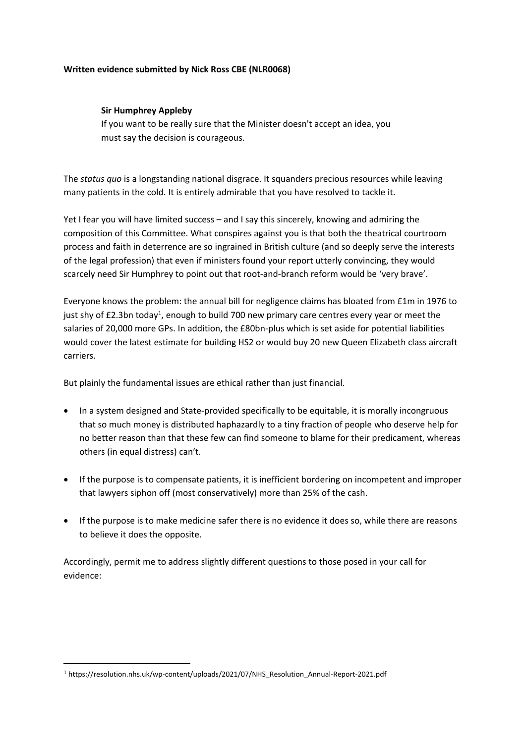**Written evidence submitted by Nick Ross CBE (NLR0068)**

> **Sir Humphrey Appleby**
> If you want to be really sure that the Minister doesn't accept an idea, you must say the decision is courageous.

The *status quo* is a longstanding national disgrace. It squanders precious resources while leaving many patients in the cold. It is entirely admirable that you have resolved to tackle it.

Yet I fear you will have limited success – and I say this sincerely, knowing and admiring the composition of this Committee. What conspires against you is that both the theatrical courtroom process and faith in deterrence are so ingrained in British culture (and so deeply serve the interests of the legal profession) that even if ministers found your report utterly convincing, they would scarcely need Sir Humphrey to point out that root-and-branch reform would be 'very brave'.

Everyone knows the problem: the annual bill for negligence claims has bloated from £1m in 1976 to just shy of £2.3bn today[1], enough to build 700 new primary care centres every year or meet the salaries of 20,000 more GPs. In addition, the £80bn-plus which is set aside for potential liabilities would cover the latest estimate for building HS2 or would buy 20 new Queen Elizabeth class aircraft carriers.

But plainly the fundamental issues are ethical rather than just financial.

- In a system designed and State-provided specifically to be equitable, it is morally incongruous that so much money is distributed haphazardly to a tiny fraction of people who deserve help for no better reason than that these few can find someone to blame for their predicament, whereas others (in equal distress) can't.
- If the purpose is to compensate patients, it is inefficient bordering on incompetent and improper that lawyers siphon off (most conservatively) more than 25% of the cash.
- If the purpose is to make medicine safer there is no evidence it does so, while there are reasons to believe it does the opposite.

Accordingly, permit me to address slightly different questions to those posed in your call for evidence:

---

[1] https://resolution.nhs.uk/wp-content/uploads/2021/07/NHS_Resolution_Annual-Report-2021.pdf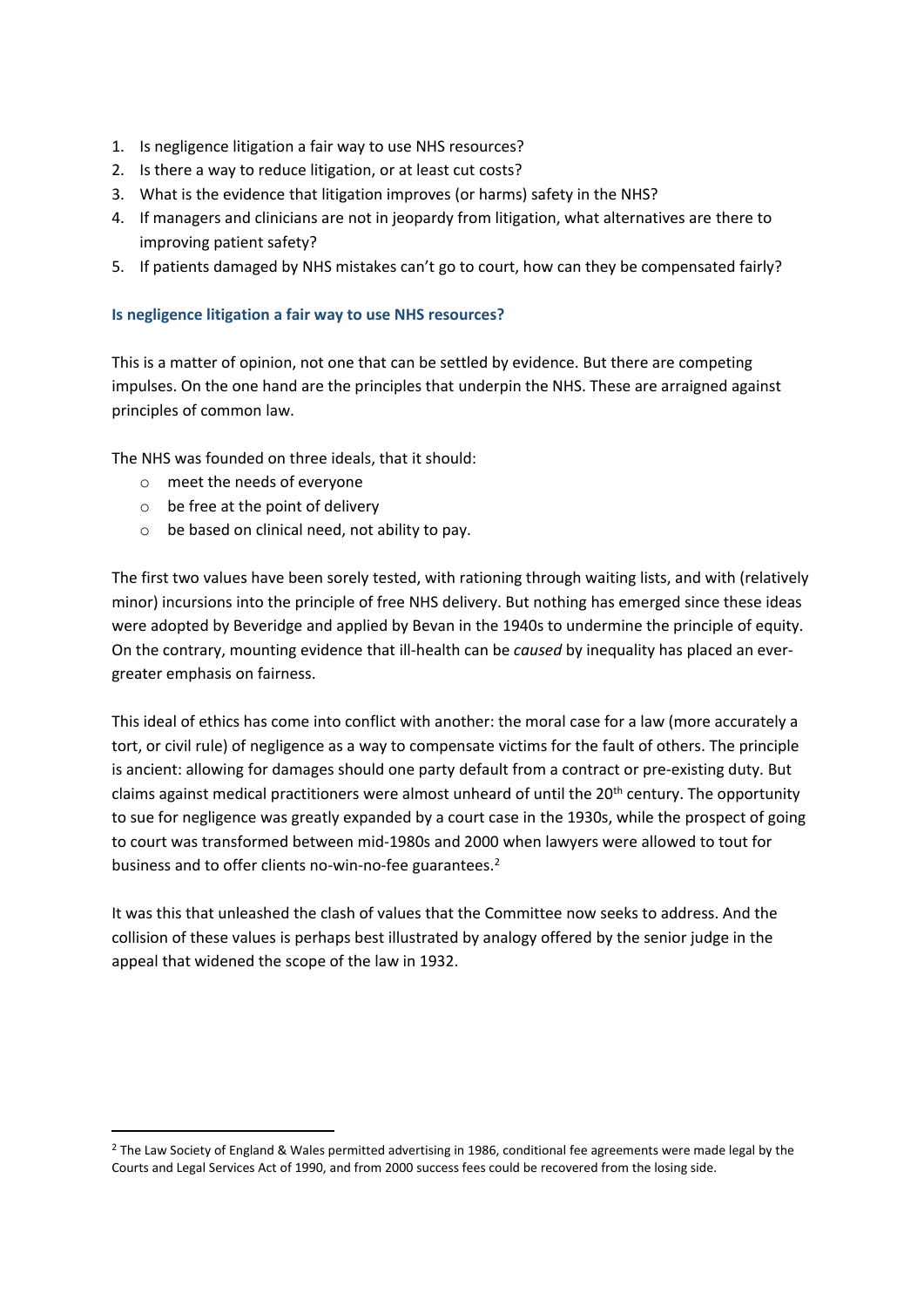1. Is negligence litigation a fair way to use NHS resources?
2. Is there a way to reduce litigation, or at least cut costs?
3. What is the evidence that litigation improves (or harms) safety in the NHS?
4. If managers and clinicians are not in jeopardy from litigation, what alternatives are there to improving patient safety?
5. If patients damaged by NHS mistakes can't go to court, how can they be compensated fairly?

### Is negligence litigation a fair way to use NHS resources?

This is a matter of opinion, not one that can be settled by evidence. But there are competing impulses. On the one hand are the principles that underpin the NHS. These are arraigned against principles of common law.

The NHS was founded on three ideals, that it should:

- meet the needs of everyone
- be free at the point of delivery
- be based on clinical need, not ability to pay.

The first two values have been sorely tested, with rationing through waiting lists, and with (relatively minor) incursions into the principle of free NHS delivery. But nothing has emerged since these ideas were adopted by Beveridge and applied by Bevan in the 1940s to undermine the principle of equity. On the contrary, mounting evidence that ill-health can be *caused* by inequality has placed an ever-greater emphasis on fairness.

This ideal of ethics has come into conflict with another: the moral case for a law (more accurately a tort, or civil rule) of negligence as a way to compensate victims for the fault of others. The principle is ancient: allowing for damages should one party default from a contract or pre-existing duty. But claims against medical practitioners were almost unheard of until the 20th century. The opportunity to sue for negligence was greatly expanded by a court case in the 1930s, while the prospect of going to court was transformed between mid-1980s and 2000 when lawyers were allowed to tout for business and to offer clients no-win-no-fee guarantees.[2]

It was this that unleashed the clash of values that the Committee now seeks to address. And the collision of these values is perhaps best illustrated by analogy offered by the senior judge in the appeal that widened the scope of the law in 1932.

[2] The Law Society of England & Wales permitted advertising in 1986, conditional fee agreements were made legal by the Courts and Legal Services Act of 1990, and from 2000 success fees could be recovered from the losing side.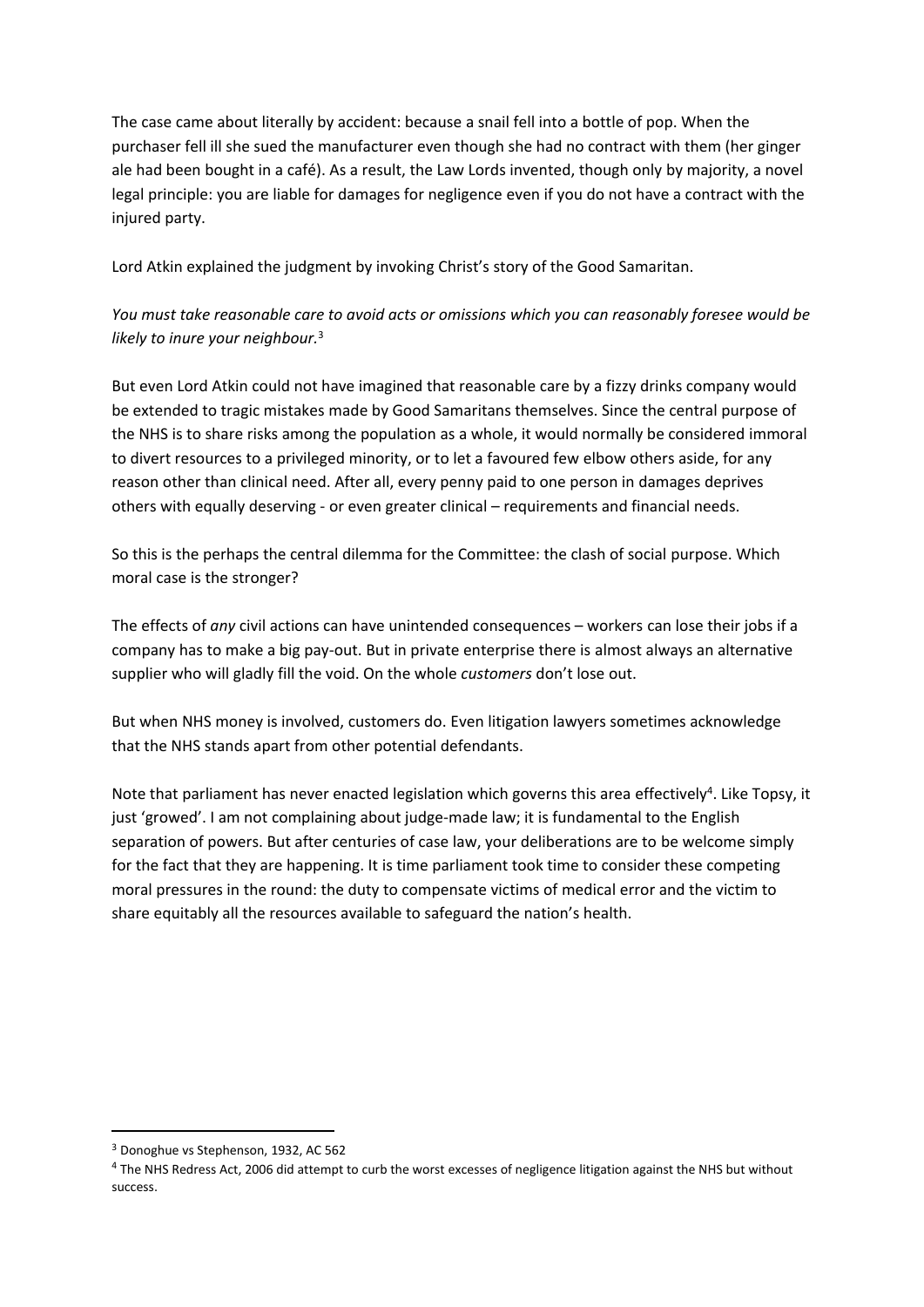The case came about literally by accident: because a snail fell into a bottle of pop. When the purchaser fell ill she sued the manufacturer even though she had no contract with them (her ginger ale had been bought in a café). As a result, the Law Lords invented, though only by majority, a novel legal principle: you are liable for damages for negligence even if you do not have a contract with the injured party.

Lord Atkin explained the judgment by invoking Christ's story of the Good Samaritan.

*You must take reasonable care to avoid acts or omissions which you can reasonably foresee would be likely to inure your neighbour.*[3]

But even Lord Atkin could not have imagined that reasonable care by a fizzy drinks company would be extended to tragic mistakes made by Good Samaritans themselves. Since the central purpose of the NHS is to share risks among the population as a whole, it would normally be considered immoral to divert resources to a privileged minority, or to let a favoured few elbow others aside, for any reason other than clinical need. After all, every penny paid to one person in damages deprives others with equally deserving - or even greater clinical – requirements and financial needs.

So this is the perhaps the central dilemma for the Committee: the clash of social purpose. Which moral case is the stronger?

The effects of *any* civil actions can have unintended consequences – workers can lose their jobs if a company has to make a big pay-out. But in private enterprise there is almost always an alternative supplier who will gladly fill the void. On the whole *customers* don't lose out.

But when NHS money is involved, customers do. Even litigation lawyers sometimes acknowledge that the NHS stands apart from other potential defendants.

Note that parliament has never enacted legislation which governs this area effectively[4]. Like Topsy, it just 'growed'. I am not complaining about judge-made law; it is fundamental to the English separation of powers. But after centuries of case law, your deliberations are to be welcome simply for the fact that they are happening. It is time parliament took time to consider these competing moral pressures in the round: the duty to compensate victims of medical error and the victim to share equitably all the resources available to safeguard the nation's health.

---

[3] Donoghue vs Stephenson, 1932, AC 562

[4] The NHS Redress Act, 2006 did attempt to curb the worst excesses of negligence litigation against the NHS but without success.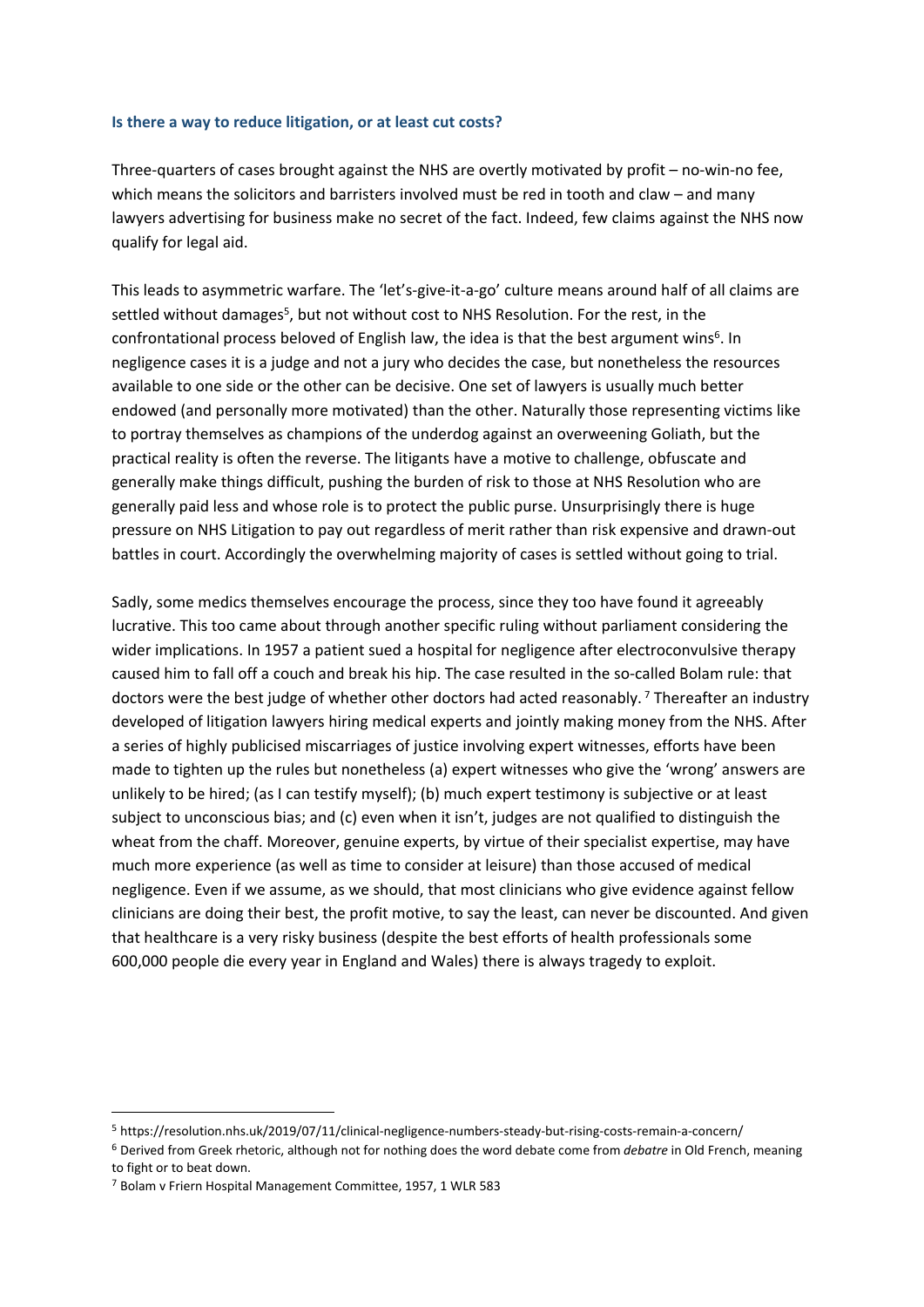### **Is there a way to reduce litigation, or at least cut costs?**

Three-quarters of cases brought against the NHS are overtly motivated by profit – no-win-no fee, which means the solicitors and barristers involved must be red in tooth and claw – and many lawyers advertising for business make no secret of the fact. Indeed, few claims against the NHS now qualify for legal aid.

This leads to asymmetric warfare. The 'let's-give-it-a-go' culture means around half of all claims are settled without damages[5], but not without cost to NHS Resolution. For the rest, in the confrontational process beloved of English law, the idea is that the best argument wins[6]. In negligence cases it is a judge and not a jury who decides the case, but nonetheless the resources available to one side or the other can be decisive. One set of lawyers is usually much better endowed (and personally more motivated) than the other. Naturally those representing victims like to portray themselves as champions of the underdog against an overweening Goliath, but the practical reality is often the reverse. The litigants have a motive to challenge, obfuscate and generally make things difficult, pushing the burden of risk to those at NHS Resolution who are generally paid less and whose role is to protect the public purse. Unsurprisingly there is huge pressure on NHS Litigation to pay out regardless of merit rather than risk expensive and drawn-out battles in court. Accordingly the overwhelming majority of cases is settled without going to trial.

Sadly, some medics themselves encourage the process, since they too have found it agreeably lucrative. This too came about through another specific ruling without parliament considering the wider implications. In 1957 a patient sued a hospital for negligence after electroconvulsive therapy caused him to fall off a couch and break his hip. The case resulted in the so-called Bolam rule: that doctors were the best judge of whether other doctors had acted reasonably. [7] Thereafter an industry developed of litigation lawyers hiring medical experts and jointly making money from the NHS. After a series of highly publicised miscarriages of justice involving expert witnesses, efforts have been made to tighten up the rules but nonetheless (a) expert witnesses who give the 'wrong' answers are unlikely to be hired; (as I can testify myself); (b) much expert testimony is subjective or at least subject to unconscious bias; and (c) even when it isn't, judges are not qualified to distinguish the wheat from the chaff. Moreover, genuine experts, by virtue of their specialist expertise, may have much more experience (as well as time to consider at leisure) than those accused of medical negligence. Even if we assume, as we should, that most clinicians who give evidence against fellow clinicians are doing their best, the profit motive, to say the least, can never be discounted. And given that healthcare is a very risky business (despite the best efforts of health professionals some 600,000 people die every year in England and Wales) there is always tragedy to exploit.

---

[5] https://resolution.nhs.uk/2019/07/11/clinical-negligence-numbers-steady-but-rising-costs-remain-a-concern/

[6] Derived from Greek rhetoric, although not for nothing does the word debate come from *debatre* in Old French, meaning to fight or to beat down.

[7] Bolam v Friern Hospital Management Committee, 1957, 1 WLR 583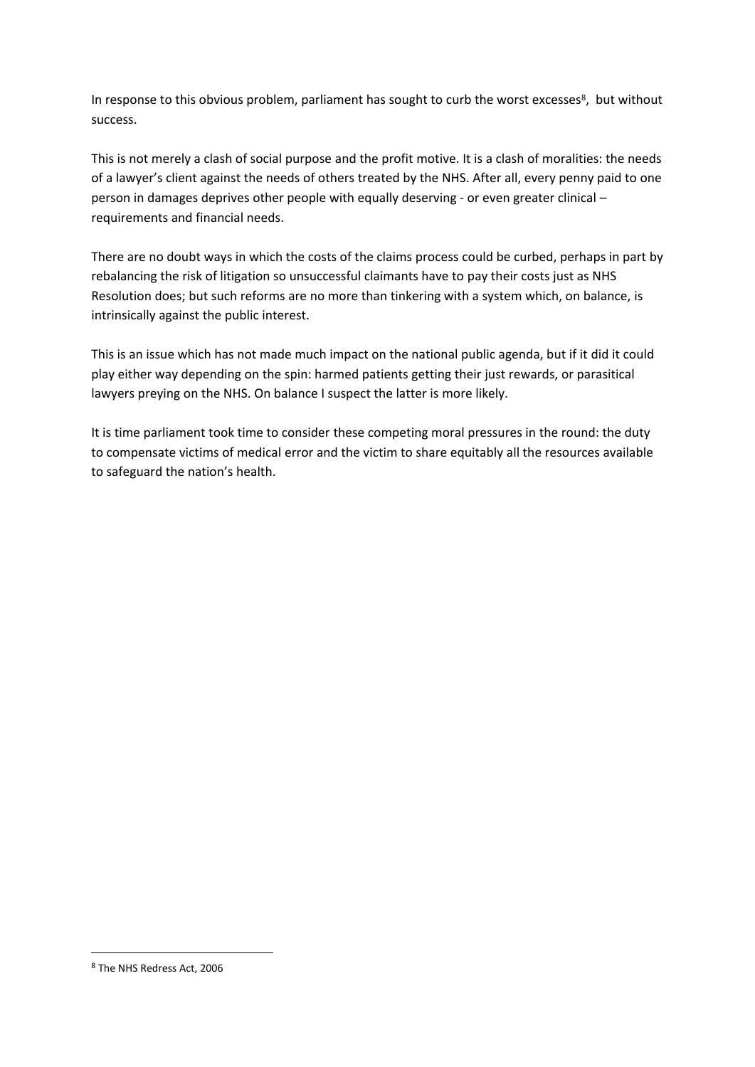In response to this obvious problem, parliament has sought to curb the worst excesses[8], but without success.

This is not merely a clash of social purpose and the profit motive. It is a clash of moralities: the needs of a lawyer's client against the needs of others treated by the NHS. After all, every penny paid to one person in damages deprives other people with equally deserving - or even greater clinical – requirements and financial needs.

There are no doubt ways in which the costs of the claims process could be curbed, perhaps in part by rebalancing the risk of litigation so unsuccessful claimants have to pay their costs just as NHS Resolution does; but such reforms are no more than tinkering with a system which, on balance, is intrinsically against the public interest.

This is an issue which has not made much impact on the national public agenda, but if it did it could play either way depending on the spin: harmed patients getting their just rewards, or parasitical lawyers preying on the NHS. On balance I suspect the latter is more likely.

It is time parliament took time to consider these competing moral pressures in the round: the duty to compensate victims of medical error and the victim to share equitably all the resources available to safeguard the nation's health.

---

[8] The NHS Redress Act, 2006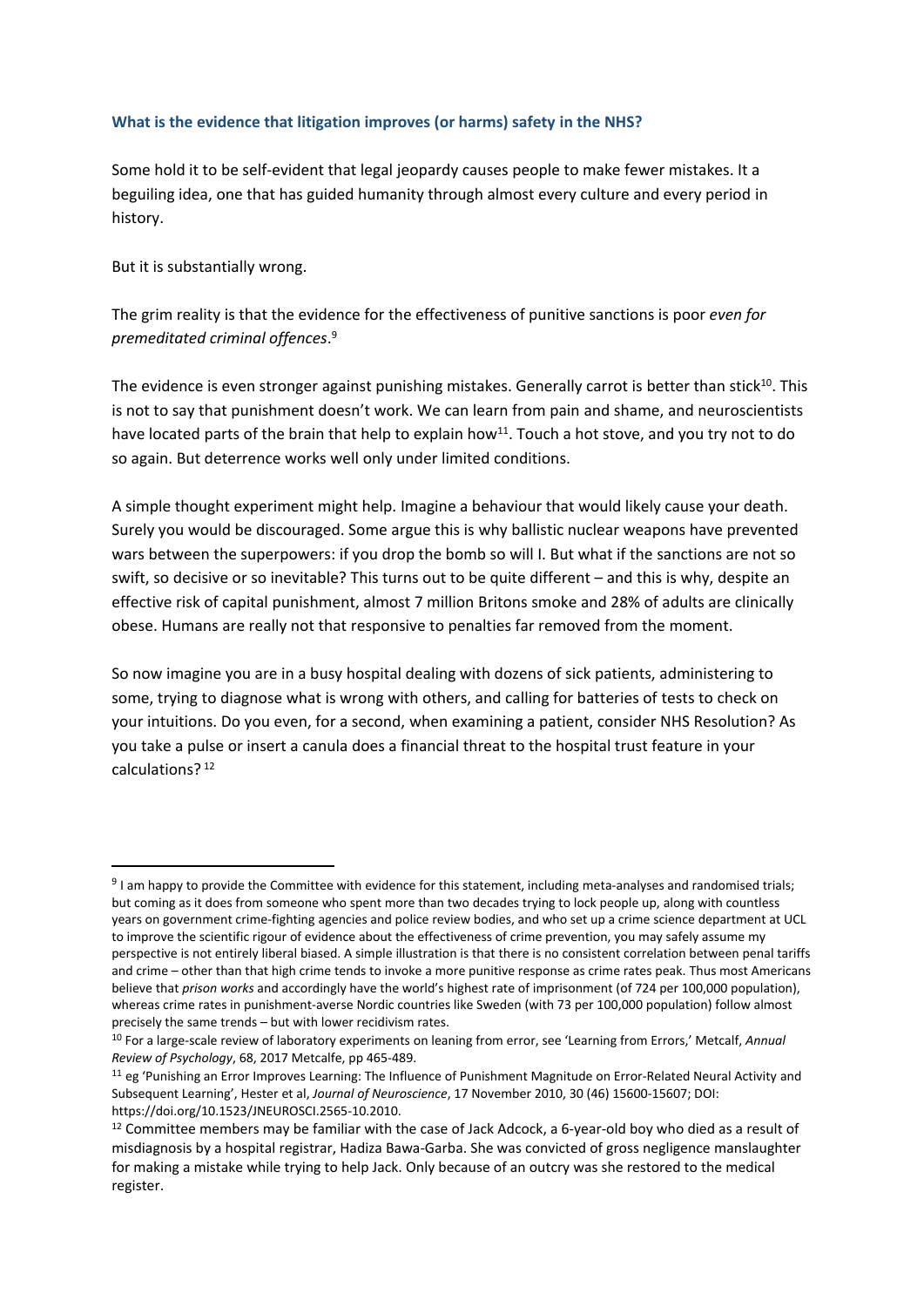### What is the evidence that litigation improves (or harms) safety in the NHS?

Some hold it to be self-evident that legal jeopardy causes people to make fewer mistakes. It a beguiling idea, one that has guided humanity through almost every culture and every period in history.

But it is substantially wrong.

The grim reality is that the evidence for the effectiveness of punitive sanctions is poor *even for premeditated criminal offences*.[9]

The evidence is even stronger against punishing mistakes. Generally carrot is better than stick[10]. This is not to say that punishment doesn't work. We can learn from pain and shame, and neuroscientists have located parts of the brain that help to explain how[11]. Touch a hot stove, and you try not to do so again. But deterrence works well only under limited conditions.

A simple thought experiment might help. Imagine a behaviour that would likely cause your death. Surely you would be discouraged. Some argue this is why ballistic nuclear weapons have prevented wars between the superpowers: if you drop the bomb so will I. But what if the sanctions are not so swift, so decisive or so inevitable? This turns out to be quite different – and this is why, despite an effective risk of capital punishment, almost 7 million Britons smoke and 28% of adults are clinically obese. Humans are really not that responsive to penalties far removed from the moment.

So now imagine you are in a busy hospital dealing with dozens of sick patients, administering to some, trying to diagnose what is wrong with others, and calling for batteries of tests to check on your intuitions. Do you even, for a second, when examining a patient, consider NHS Resolution? As you take a pulse or insert a canula does a financial threat to the hospital trust feature in your calculations?[12]

---

[9] I am happy to provide the Committee with evidence for this statement, including meta-analyses and randomised trials; but coming as it does from someone who spent more than two decades trying to lock people up, along with countless years on government crime-fighting agencies and police review bodies, and who set up a crime science department at UCL to improve the scientific rigour of evidence about the effectiveness of crime prevention, you may safely assume my perspective is not entirely liberal biased. A simple illustration is that there is no consistent correlation between penal tariffs and crime – other than that high crime tends to invoke a more punitive response as crime rates peak. Thus most Americans believe that *prison works* and accordingly have the world's highest rate of imprisonment (of 724 per 100,000 population), whereas crime rates in punishment-averse Nordic countries like Sweden (with 73 per 100,000 population) follow almost precisely the same trends – but with lower recidivism rates.

[10] For a large-scale review of laboratory experiments on leaning from error, see 'Learning from Errors,' Metcalf, *Annual Review of Psychology*, 68, 2017 Metcalfe, pp 465-489.

[11] eg 'Punishing an Error Improves Learning: The Influence of Punishment Magnitude on Error-Related Neural Activity and Subsequent Learning', Hester et al, *Journal of Neuroscience*, 17 November 2010, 30 (46) 15600-15607; DOI: https://doi.org/10.1523/JNEUROSCI.2565-10.2010.

[12] Committee members may be familiar with the case of Jack Adcock, a 6-year-old boy who died as a result of misdiagnosis by a hospital registrar, Hadiza Bawa-Garba. She was convicted of gross negligence manslaughter for making a mistake while trying to help Jack. Only because of an outcry was she restored to the medical register.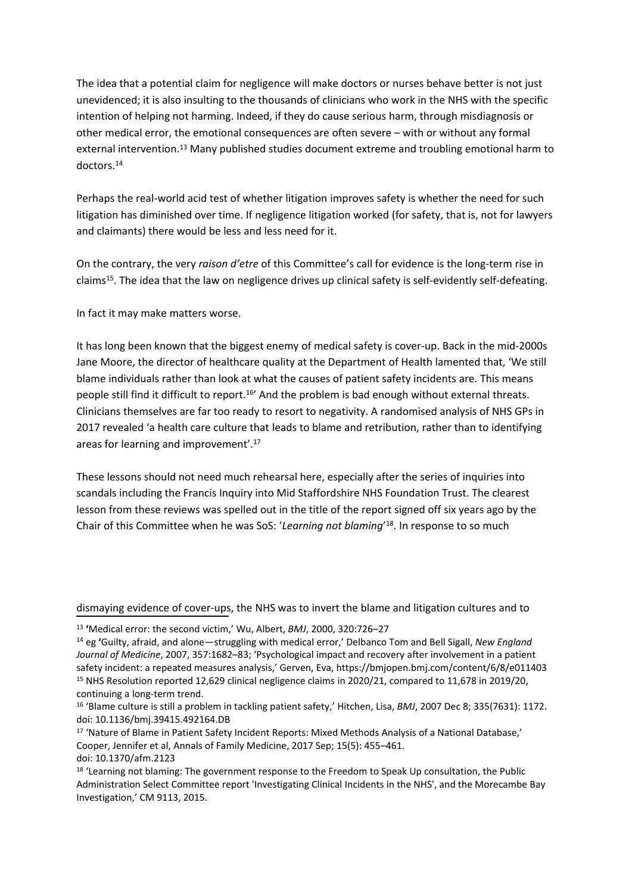The idea that a potential claim for negligence will make doctors or nurses behave better is not just unevidenced; it is also insulting to the thousands of clinicians who work in the NHS with the specific intention of helping not harming. Indeed, if they do cause serious harm, through misdiagnosis or other medical error, the emotional consequences are often severe – with or without any formal external intervention.[13] Many published studies document extreme and troubling emotional harm to doctors.[14]

Perhaps the real-world acid test of whether litigation improves safety is whether the need for such litigation has diminished over time. If negligence litigation worked (for safety, that is, not for lawyers and claimants) there would be less and less need for it.

On the contrary, the very *raison d'etre* of this Committee's call for evidence is the long-term rise in claims[15]. The idea that the law on negligence drives up clinical safety is self-evidently self-defeating.

In fact it may make matters worse.

It has long been known that the biggest enemy of medical safety is cover-up. Back in the mid-2000s Jane Moore, the director of healthcare quality at the Department of Health lamented that, 'We still blame individuals rather than look at what the causes of patient safety incidents are. This means people still find it difficult to report.[16]' And the problem is bad enough without external threats. Clinicians themselves are far too ready to resort to negativity. A randomised analysis of NHS GPs in 2017 revealed 'a health care culture that leads to blame and retribution, rather than to identifying areas for learning and improvement'.[17]

These lessons should not need much rehearsal here, especially after the series of inquiries into scandals including the Francis Inquiry into Mid Staffordshire NHS Foundation Trust. The clearest lesson from these reviews was spelled out in the title of the report signed off six years ago by the Chair of this Committee when he was SoS: '*Learning not blaming*'[18]. In response to so much dismaying evidence of cover-ups, the NHS was to invert the blame and litigation cultures and to

[13] 'Medical error: the second victim,' Wu, Albert, *BMJ*, 2000, 320:726–27

[14] eg 'Guilty, afraid, and alone—struggling with medical error,' Delbanco Tom and Bell Sigall, *New England Journal of Medicine*, 2007, 357:1682–83; 'Psychological impact and recovery after involvement in a patient safety incident: a repeated measures analysis,' Gerven, Eva, https://bmjopen.bmj.com/content/6/8/e011403

[15] NHS Resolution reported 12,629 clinical negligence claims in 2020/21, compared to 11,678 in 2019/20, continuing a long-term trend.

[16] 'Blame culture is still a problem in tackling patient safety,' Hitchen, Lisa, *BMJ*, 2007 Dec 8; 335(7631): 1172. doi: 10.1136/bmj.39415.492164.DB

[17] 'Nature of Blame in Patient Safety Incident Reports: Mixed Methods Analysis of a National Database,' Cooper, Jennifer et al, Annals of Family Medicine, 2017 Sep; 15(5): 455–461. doi: 10.1370/afm.2123

[18] 'Learning not blaming: The government response to the Freedom to Speak Up consultation, the Public Administration Select Committee report 'Investigating Clinical Incidents in the NHS', and the Morecambe Bay Investigation,' CM 9113, 2015.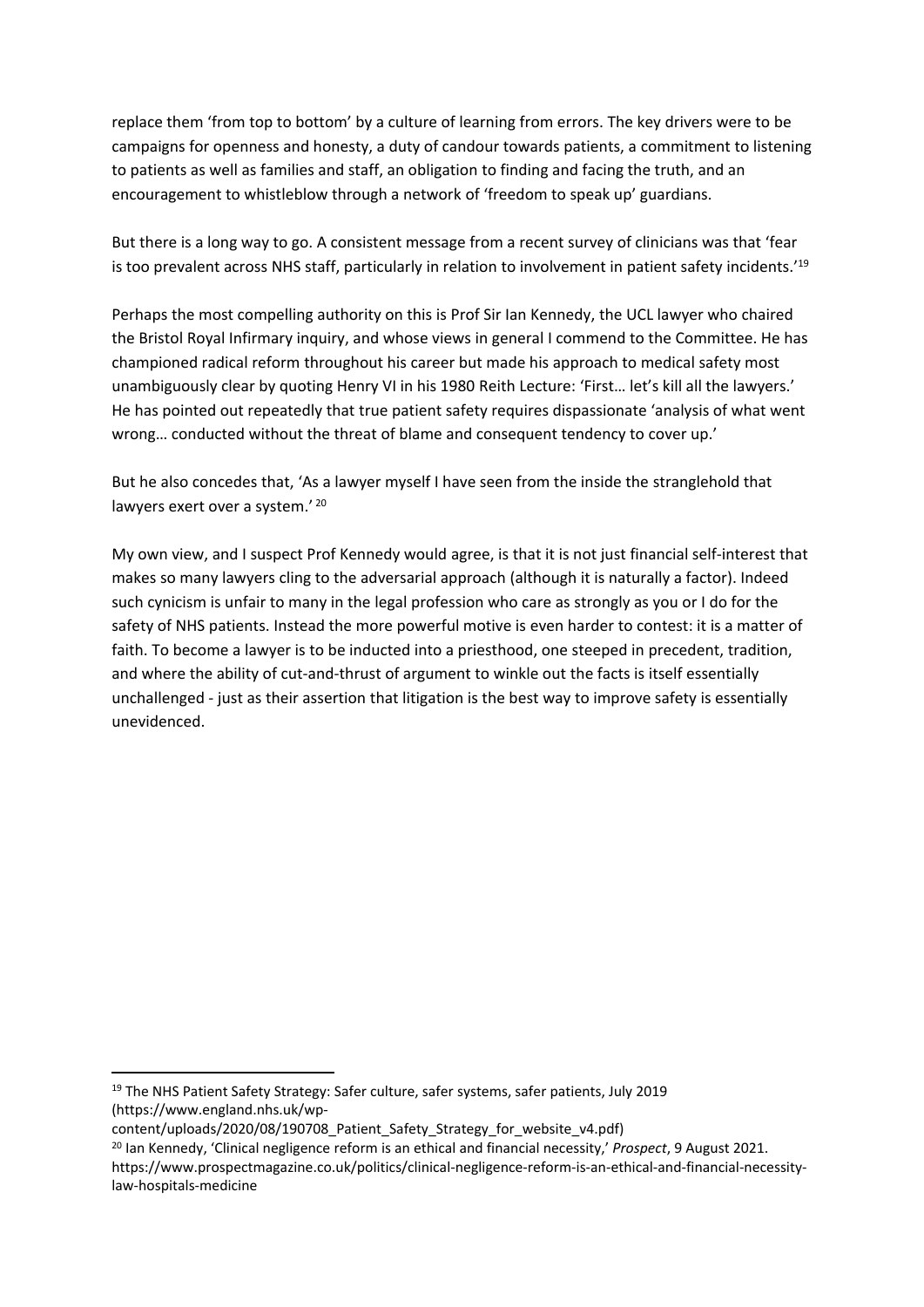replace them 'from top to bottom' by a culture of learning from errors. The key drivers were to be campaigns for openness and honesty, a duty of candour towards patients, a commitment to listening to patients as well as families and staff, an obligation to finding and facing the truth, and an encouragement to whistleblow through a network of 'freedom to speak up' guardians.

But there is a long way to go. A consistent message from a recent survey of clinicians was that 'fear is too prevalent across NHS staff, particularly in relation to involvement in patient safety incidents.'[19]

Perhaps the most compelling authority on this is Prof Sir Ian Kennedy, the UCL lawyer who chaired the Bristol Royal Infirmary inquiry, and whose views in general I commend to the Committee. He has championed radical reform throughout his career but made his approach to medical safety most unambiguously clear by quoting Henry VI in his 1980 Reith Lecture: 'First… let's kill all the lawyers.' He has pointed out repeatedly that true patient safety requires dispassionate 'analysis of what went wrong… conducted without the threat of blame and consequent tendency to cover up.'

But he also concedes that, 'As a lawyer myself I have seen from the inside the stranglehold that lawyers exert over a system.' [20]

My own view, and I suspect Prof Kennedy would agree, is that it is not just financial self-interest that makes so many lawyers cling to the adversarial approach (although it is naturally a factor). Indeed such cynicism is unfair to many in the legal profession who care as strongly as you or I do for the safety of NHS patients. Instead the more powerful motive is even harder to contest: it is a matter of faith. To become a lawyer is to be inducted into a priesthood, one steeped in precedent, tradition, and where the ability of cut-and-thrust of argument to winkle out the facts is itself essentially unchallenged - just as their assertion that litigation is the best way to improve safety is essentially unevidenced.

---

[19] The NHS Patient Safety Strategy: Safer culture, safer systems, safer patients, July 2019 (https://www.england.nhs.uk/wp-content/uploads/2020/08/190708_Patient_Safety_Strategy_for_website_v4.pdf)

[20] Ian Kennedy, 'Clinical negligence reform is an ethical and financial necessity,' *Prospect*, 9 August 2021. https://www.prospectmagazine.co.uk/politics/clinical-negligence-reform-is-an-ethical-and-financial-necessity-law-hospitals-medicine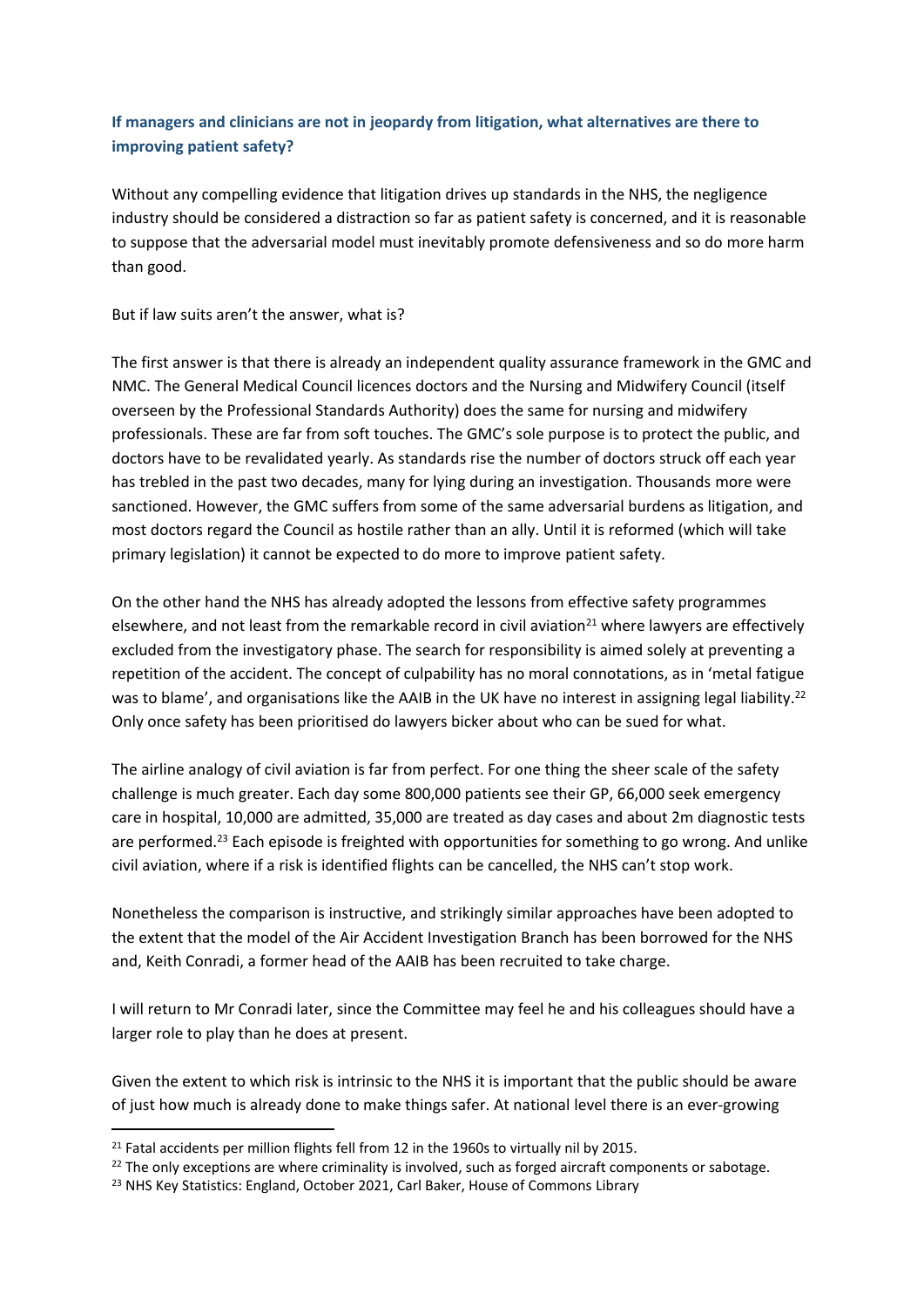### If managers and clinicians are not in jeopardy from litigation, what alternatives are there to improving patient safety?

Without any compelling evidence that litigation drives up standards in the NHS, the negligence industry should be considered a distraction so far as patient safety is concerned, and it is reasonable to suppose that the adversarial model must inevitably promote defensiveness and so do more harm than good.

But if law suits aren't the answer, what is?

The first answer is that there is already an independent quality assurance framework in the GMC and NMC. The General Medical Council licences doctors and the Nursing and Midwifery Council (itself overseen by the Professional Standards Authority) does the same for nursing and midwifery professionals. These are far from soft touches. The GMC's sole purpose is to protect the public, and doctors have to be revalidated yearly. As standards rise the number of doctors struck off each year has trebled in the past two decades, many for lying during an investigation. Thousands more were sanctioned. However, the GMC suffers from some of the same adversarial burdens as litigation, and most doctors regard the Council as hostile rather than an ally. Until it is reformed (which will take primary legislation) it cannot be expected to do more to improve patient safety.

On the other hand the NHS has already adopted the lessons from effective safety programmes elsewhere, and not least from the remarkable record in civil aviation[21] where lawyers are effectively excluded from the investigatory phase. The search for responsibility is aimed solely at preventing a repetition of the accident. The concept of culpability has no moral connotations, as in 'metal fatigue was to blame', and organisations like the AAIB in the UK have no interest in assigning legal liability.[22] Only once safety has been prioritised do lawyers bicker about who can be sued for what.

The airline analogy of civil aviation is far from perfect. For one thing the sheer scale of the safety challenge is much greater. Each day some 800,000 patients see their GP, 66,000 seek emergency care in hospital, 10,000 are admitted, 35,000 are treated as day cases and about 2m diagnostic tests are performed.[23] Each episode is freighted with opportunities for something to go wrong. And unlike civil aviation, where if a risk is identified flights can be cancelled, the NHS can't stop work.

Nonetheless the comparison is instructive, and strikingly similar approaches have been adopted to the extent that the model of the Air Accident Investigation Branch has been borrowed for the NHS and, Keith Conradi, a former head of the AAIB has been recruited to take charge.

I will return to Mr Conradi later, since the Committee may feel he and his colleagues should have a larger role to play than he does at present.

Given the extent to which risk is intrinsic to the NHS it is important that the public should be aware of just how much is already done to make things safer. At national level there is an ever-growing

---

[21] Fatal accidents per million flights fell from 12 in the 1960s to virtually nil by 2015.

[22] The only exceptions are where criminality is involved, such as forged aircraft components or sabotage.

[23] NHS Key Statistics: England, October 2021, Carl Baker, House of Commons Library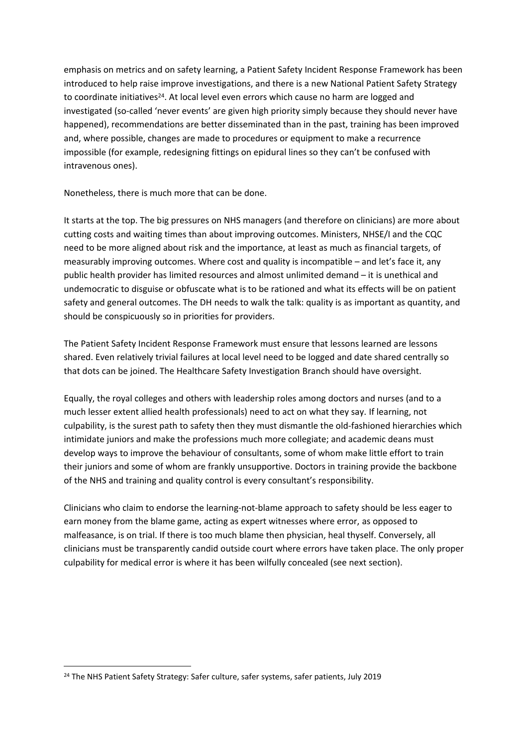emphasis on metrics and on safety learning, a Patient Safety Incident Response Framework has been introduced to help raise improve investigations, and there is a new National Patient Safety Strategy to coordinate initiatives[24]. At local level even errors which cause no harm are logged and investigated (so-called 'never events' are given high priority simply because they should never have happened), recommendations are better disseminated than in the past, training has been improved and, where possible, changes are made to procedures or equipment to make a recurrence impossible (for example, redesigning fittings on epidural lines so they can't be confused with intravenous ones).

Nonetheless, there is much more that can be done.

It starts at the top. The big pressures on NHS managers (and therefore on clinicians) are more about cutting costs and waiting times than about improving outcomes. Ministers, NHSE/I and the CQC need to be more aligned about risk and the importance, at least as much as financial targets, of measurably improving outcomes. Where cost and quality is incompatible – and let's face it, any public health provider has limited resources and almost unlimited demand – it is unethical and undemocratic to disguise or obfuscate what is to be rationed and what its effects will be on patient safety and general outcomes. The DH needs to walk the talk: quality is as important as quantity, and should be conspicuously so in priorities for providers.

The Patient Safety Incident Response Framework must ensure that lessons learned are lessons shared. Even relatively trivial failures at local level need to be logged and date shared centrally so that dots can be joined. The Healthcare Safety Investigation Branch should have oversight.

Equally, the royal colleges and others with leadership roles among doctors and nurses (and to a much lesser extent allied health professionals) need to act on what they say. If learning, not culpability, is the surest path to safety then they must dismantle the old-fashioned hierarchies which intimidate juniors and make the professions much more collegiate; and academic deans must develop ways to improve the behaviour of consultants, some of whom make little effort to train their juniors and some of whom are frankly unsupportive. Doctors in training provide the backbone of the NHS and training and quality control is every consultant's responsibility.

Clinicians who claim to endorse the learning-not-blame approach to safety should be less eager to earn money from the blame game, acting as expert witnesses where error, as opposed to malfeasance, is on trial. If there is too much blame then physician, heal thyself. Conversely, all clinicians must be transparently candid outside court where errors have taken place. The only proper culpability for medical error is where it has been wilfully concealed (see next section).

[24] The NHS Patient Safety Strategy: Safer culture, safer systems, safer patients, July 2019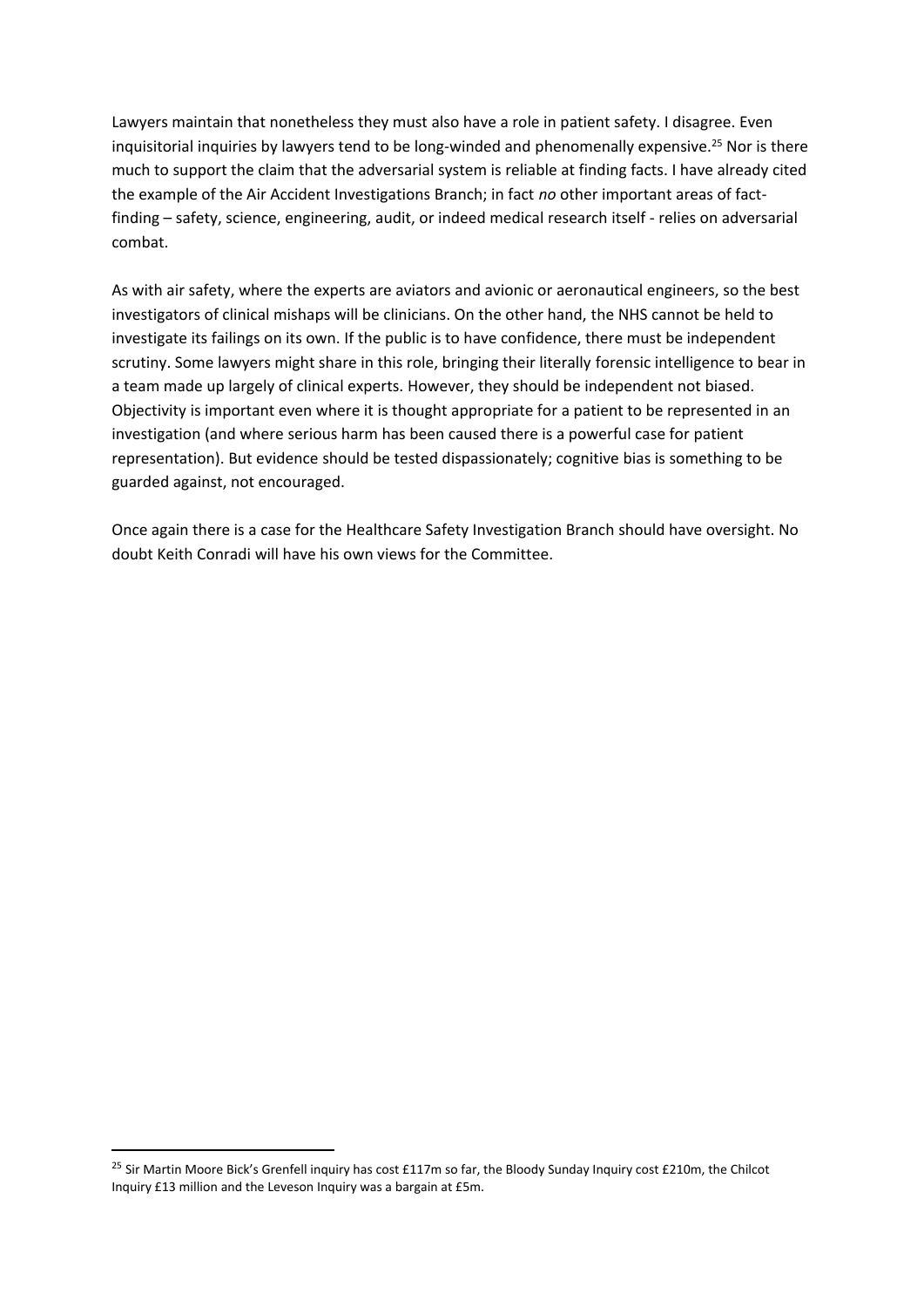Lawyers maintain that nonetheless they must also have a role in patient safety. I disagree. Even inquisitorial inquiries by lawyers tend to be long-winded and phenomenally expensive.[25] Nor is there much to support the claim that the adversarial system is reliable at finding facts. I have already cited the example of the Air Accident Investigations Branch; in fact *no* other important areas of fact-finding – safety, science, engineering, audit, or indeed medical research itself - relies on adversarial combat.

As with air safety, where the experts are aviators and avionic or aeronautical engineers, so the best investigators of clinical mishaps will be clinicians. On the other hand, the NHS cannot be held to investigate its failings on its own. If the public is to have confidence, there must be independent scrutiny. Some lawyers might share in this role, bringing their literally forensic intelligence to bear in a team made up largely of clinical experts. However, they should be independent not biased. Objectivity is important even where it is thought appropriate for a patient to be represented in an investigation (and where serious harm has been caused there is a powerful case for patient representation). But evidence should be tested dispassionately; cognitive bias is something to be guarded against, not encouraged.

Once again there is a case for the Healthcare Safety Investigation Branch should have oversight. No doubt Keith Conradi will have his own views for the Committee.

---

[25] Sir Martin Moore Bick's Grenfell inquiry has cost £117m so far, the Bloody Sunday Inquiry cost £210m, the Chilcot Inquiry £13 million and the Leveson Inquiry was a bargain at £5m.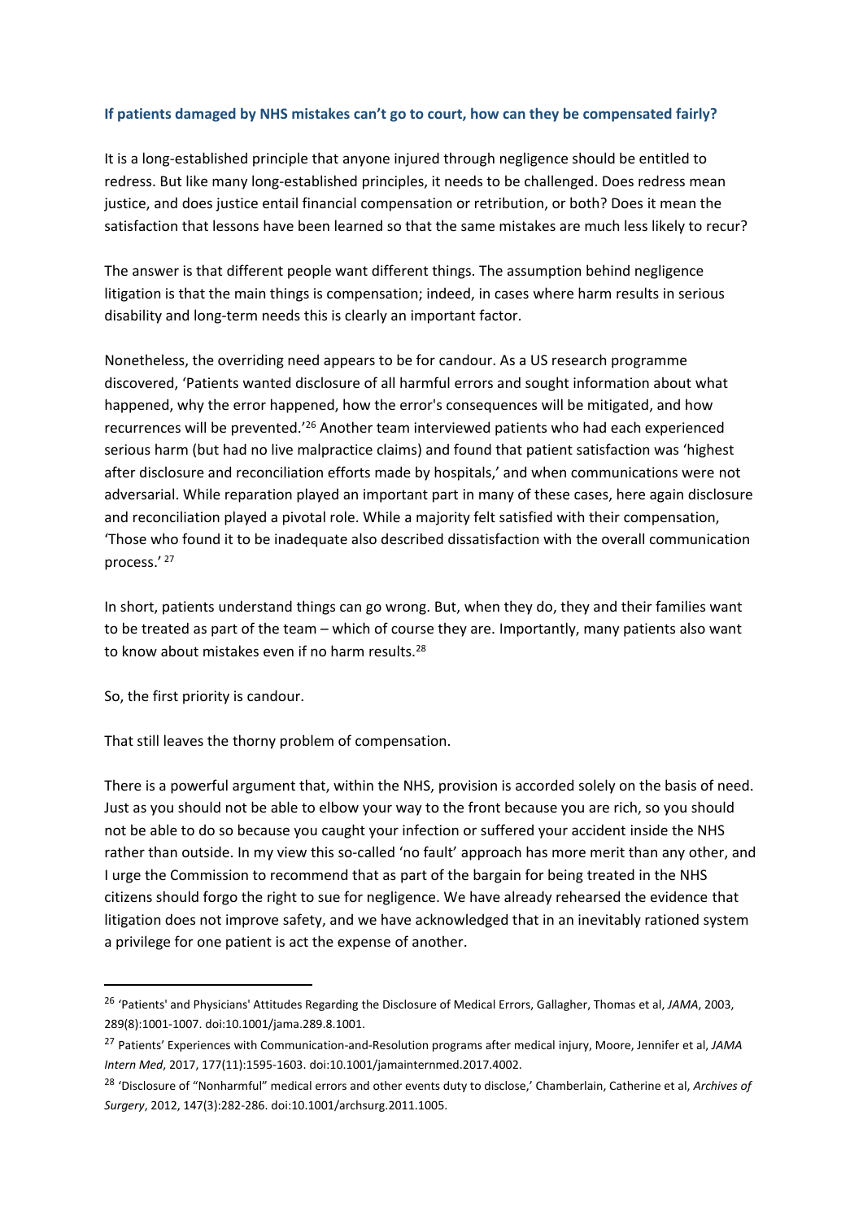**If patients damaged by NHS mistakes can't go to court, how can they be compensated fairly?**

It is a long-established principle that anyone injured through negligence should be entitled to redress. But like many long-established principles, it needs to be challenged. Does redress mean justice, and does justice entail financial compensation or retribution, or both? Does it mean the satisfaction that lessons have been learned so that the same mistakes are much less likely to recur?

The answer is that different people want different things. The assumption behind negligence litigation is that the main things is compensation; indeed, in cases where harm results in serious disability and long-term needs this is clearly an important factor.

Nonetheless, the overriding need appears to be for candour. As a US research programme discovered, 'Patients wanted disclosure of all harmful errors and sought information about what happened, why the error happened, how the error's consequences will be mitigated, and how recurrences will be prevented.'[26] Another team interviewed patients who had each experienced serious harm (but had no live malpractice claims) and found that patient satisfaction was 'highest after disclosure and reconciliation efforts made by hospitals,' and when communications were not adversarial. While reparation played an important part in many of these cases, here again disclosure and reconciliation played a pivotal role. While a majority felt satisfied with their compensation, 'Those who found it to be inadequate also described dissatisfaction with the overall communication process.' [27]

In short, patients understand things can go wrong. But, when they do, they and their families want to be treated as part of the team – which of course they are. Importantly, many patients also want to know about mistakes even if no harm results.[28]

So, the first priority is candour.

That still leaves the thorny problem of compensation.

There is a powerful argument that, within the NHS, provision is accorded solely on the basis of need. Just as you should not be able to elbow your way to the front because you are rich, so you should not be able to do so because you caught your infection or suffered your accident inside the NHS rather than outside. In my view this so-called 'no fault' approach has more merit than any other, and I urge the Commission to recommend that as part of the bargain for being treated in the NHS citizens should forgo the right to sue for negligence. We have already rehearsed the evidence that litigation does not improve safety, and we have acknowledged that in an inevitably rationed system a privilege for one patient is act the expense of another.

---

[26] 'Patients' and Physicians' Attitudes Regarding the Disclosure of Medical Errors, Gallagher, Thomas et al, *JAMA*, 2003, 289(8):1001-1007. doi:10.1001/jama.289.8.1001.

[27] Patients' Experiences with Communication-and-Resolution programs after medical injury, Moore, Jennifer et al, *JAMA Intern Med*, 2017, 177(11):1595-1603. doi:10.1001/jamainternmed.2017.4002.

[28] 'Disclosure of "Nonharmful" medical errors and other events duty to disclose,' Chamberlain, Catherine et al, *Archives of Surgery*, 2012, 147(3):282-286. doi:10.1001/archsurg.2011.1005.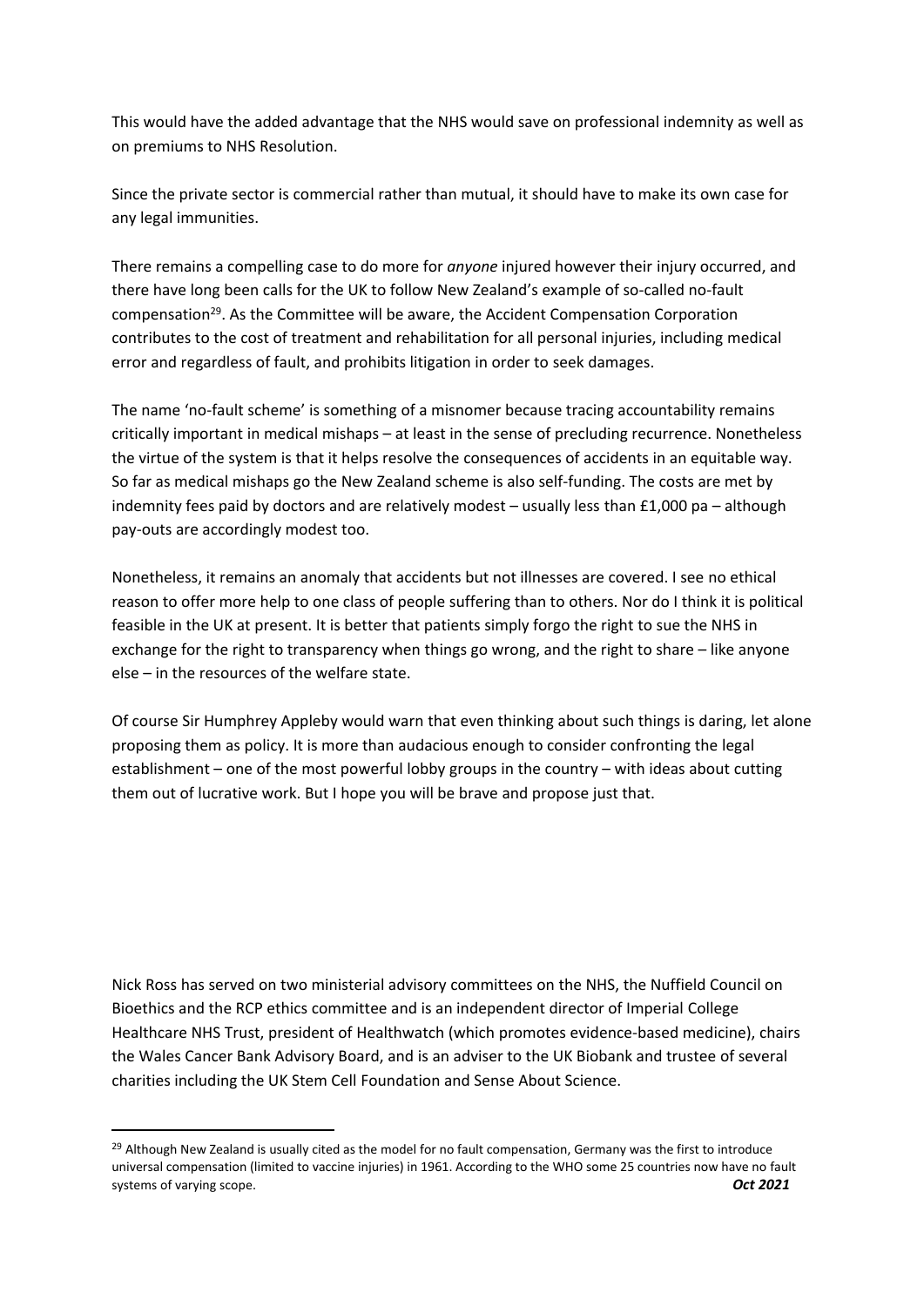This would have the added advantage that the NHS would save on professional indemnity as well as on premiums to NHS Resolution.

Since the private sector is commercial rather than mutual, it should have to make its own case for any legal immunities.

There remains a compelling case to do more for *anyone* injured however their injury occurred, and there have long been calls for the UK to follow New Zealand's example of so-called no-fault compensation[29]. As the Committee will be aware, the Accident Compensation Corporation contributes to the cost of treatment and rehabilitation for all personal injuries, including medical error and regardless of fault, and prohibits litigation in order to seek damages.

The name 'no-fault scheme' is something of a misnomer because tracing accountability remains critically important in medical mishaps – at least in the sense of precluding recurrence. Nonetheless the virtue of the system is that it helps resolve the consequences of accidents in an equitable way. So far as medical mishaps go the New Zealand scheme is also self-funding. The costs are met by indemnity fees paid by doctors and are relatively modest – usually less than £1,000 pa – although pay-outs are accordingly modest too.

Nonetheless, it remains an anomaly that accidents but not illnesses are covered. I see no ethical reason to offer more help to one class of people suffering than to others. Nor do I think it is political feasible in the UK at present. It is better that patients simply forgo the right to sue the NHS in exchange for the right to transparency when things go wrong, and the right to share – like anyone else – in the resources of the welfare state.

Of course Sir Humphrey Appleby would warn that even thinking about such things is daring, let alone proposing them as policy. It is more than audacious enough to consider confronting the legal establishment – one of the most powerful lobby groups in the country – with ideas about cutting them out of lucrative work. But I hope you will be brave and propose just that.

Nick Ross has served on two ministerial advisory committees on the NHS, the Nuffield Council on Bioethics and the RCP ethics committee and is an independent director of Imperial College Healthcare NHS Trust, president of Healthwatch (which promotes evidence-based medicine), chairs the Wales Cancer Bank Advisory Board, and is an adviser to the UK Biobank and trustee of several charities including the UK Stem Cell Foundation and Sense About Science.

[29] Although New Zealand is usually cited as the model for no fault compensation, Germany was the first to introduce universal compensation (limited to vaccine injuries) in 1961. According to the WHO some 25 countries now have no fault systems of varying scope.

***Oct 2021***